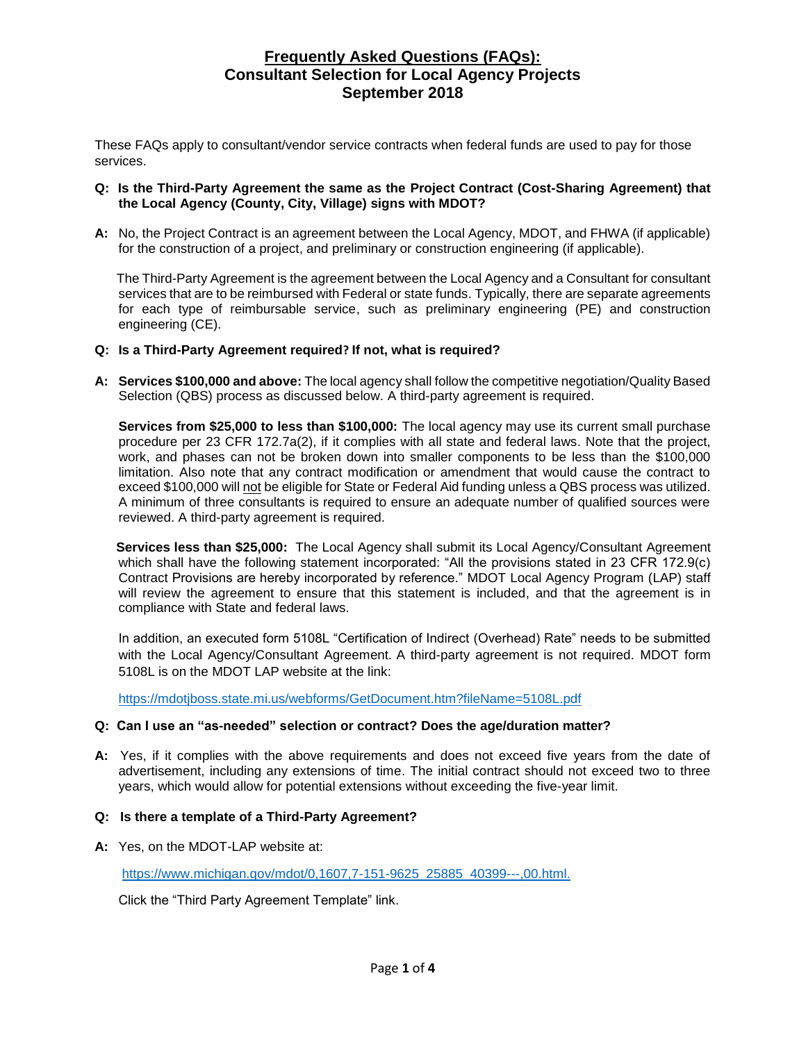# Frequently Asked Questions (FAQs): Consultant Selection for Local Agency Projects September 2018

These FAQs apply to consultant/vendor service contracts when federal funds are used to pay for those services.

**Q: Is the Third-Party Agreement the same as the Project Contract (Cost-Sharing Agreement) that the Local Agency (County, City, Village) signs with MDOT?**

**A:** No, the Project Contract is an agreement between the Local Agency, MDOT, and FHWA (if applicable) for the construction of a project, and preliminary or construction engineering (if applicable).

The Third-Party Agreement is the agreement between the Local Agency and a Consultant for consultant services that are to be reimbursed with Federal or state funds. Typically, there are separate agreements for each type of reimbursable service, such as preliminary engineering (PE) and construction engineering (CE).

**Q: Is a Third-Party Agreement required? If not, what is required?**

**A:** **Services $100,000 and above:** The local agency shall follow the competitive negotiation/Quality Based Selection (QBS) process as discussed below. A third-party agreement is required.

**Services from $25,000 to less than $100,000:** The local agency may use its current small purchase procedure per 23 CFR 172.7a(2), if it complies with all state and federal laws. Note that the project, work, and phases can not be broken down into smaller components to be less than the $100,000 limitation. Also note that any contract modification or amendment that would cause the contract to exceed $100,000 will <u>not</u> be eligible for State or Federal Aid funding unless a QBS process was utilized. A minimum of three consultants is required to ensure an adequate number of qualified sources were reviewed. A third-party agreement is required.

**Services less than $25,000:** The Local Agency shall submit its Local Agency/Consultant Agreement which shall have the following statement incorporated: "All the provisions stated in 23 CFR 172.9(c) Contract Provisions are hereby incorporated by reference." MDOT Local Agency Program (LAP) staff will review the agreement to ensure that this statement is included, and that the agreement is in compliance with State and federal laws.

In addition, an executed form 5108L "Certification of Indirect (Overhead) Rate" needs to be submitted with the Local Agency/Consultant Agreement. A third-party agreement is not required. MDOT form 5108L is on the MDOT LAP website at the link:

https://mdotjboss.state.mi.us/webforms/GetDocument.htm?fileName=5108L.pdf

**Q: Can I use an "as-needed" selection or contract? Does the age/duration matter?**

**A:** Yes, if it complies with the above requirements and does not exceed five years from the date of advertisement, including any extensions of time. The initial contract should not exceed two to three years, which would allow for potential extensions without exceeding the five-year limit.

**Q: Is there a template of a Third-Party Agreement?**

**A:** Yes, on the MDOT-LAP website at:

https://www.michigan.gov/mdot/0,1607,7-151-9625_25885_40399---,00.html.

Click the "Third Party Agreement Template" link.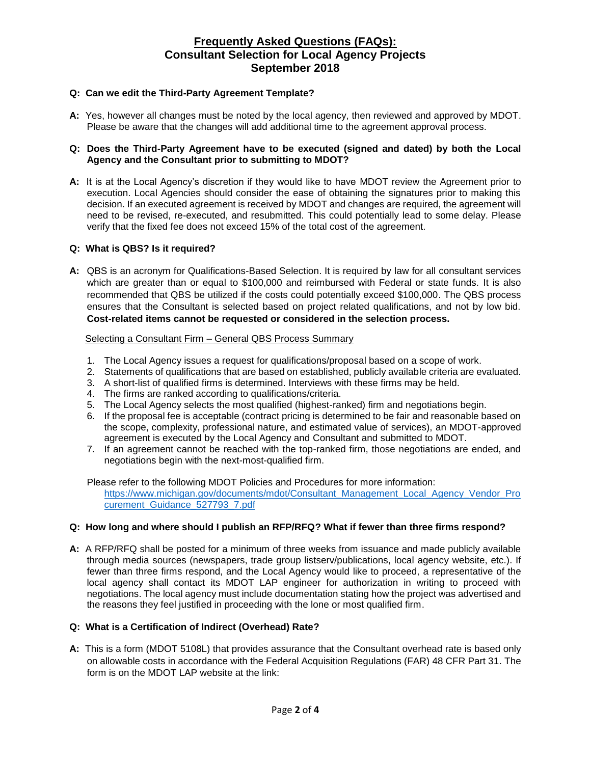# Frequently Asked Questions (FAQs): Consultant Selection for Local Agency Projects September 2018

**Q: Can we edit the Third-Party Agreement Template?**

**A:** Yes, however all changes must be noted by the local agency, then reviewed and approved by MDOT. Please be aware that the changes will add additional time to the agreement approval process.

**Q: Does the Third-Party Agreement have to be executed (signed and dated) by both the Local Agency and the Consultant prior to submitting to MDOT?**

**A:** It is at the Local Agency's discretion if they would like to have MDOT review the Agreement prior to execution. Local Agencies should consider the ease of obtaining the signatures prior to making this decision. If an executed agreement is received by MDOT and changes are required, the agreement will need to be revised, re-executed, and resubmitted. This could potentially lead to some delay. Please verify that the fixed fee does not exceed 15% of the total cost of the agreement.

**Q: What is QBS? Is it required?**

**A:** QBS is an acronym for Qualifications-Based Selection. It is required by law for all consultant services which are greater than or equal to $100,000 and reimbursed with Federal or state funds. It is also recommended that QBS be utilized if the costs could potentially exceed $100,000. The QBS process ensures that the Consultant is selected based on project related qualifications, and not by low bid. **Cost-related items cannot be requested or considered in the selection process.**

Selecting a Consultant Firm – General QBS Process Summary

1. The Local Agency issues a request for qualifications/proposal based on a scope of work.
2. Statements of qualifications that are based on established, publicly available criteria are evaluated.
3. A short-list of qualified firms is determined. Interviews with these firms may be held.
4. The firms are ranked according to qualifications/criteria.
5. The Local Agency selects the most qualified (highest-ranked) firm and negotiations begin.
6. If the proposal fee is acceptable (contract pricing is determined to be fair and reasonable based on the scope, complexity, professional nature, and estimated value of services), an MDOT-approved agreement is executed by the Local Agency and Consultant and submitted to MDOT.
7. If an agreement cannot be reached with the top-ranked firm, those negotiations are ended, and negotiations begin with the next-most-qualified firm.

Please refer to the following MDOT Policies and Procedures for more information:
https://www.michigan.gov/documents/mdot/Consultant_Management_Local_Agency_Vendor_Procurement_Guidance_527793_7.pdf

**Q: How long and where should I publish an RFP/RFQ? What if fewer than three firms respond?**

**A:** A RFP/RFQ shall be posted for a minimum of three weeks from issuance and made publicly available through media sources (newspapers, trade group listserv/publications, local agency website, etc.). If fewer than three firms respond, and the Local Agency would like to proceed, a representative of the local agency shall contact its MDOT LAP engineer for authorization in writing to proceed with negotiations. The local agency must include documentation stating how the project was advertised and the reasons they feel justified in proceeding with the lone or most qualified firm.

**Q: What is a Certification of Indirect (Overhead) Rate?**

**A:** This is a form (MDOT 5108L) that provides assurance that the Consultant overhead rate is based only on allowable costs in accordance with the Federal Acquisition Regulations (FAR) 48 CFR Part 31. The form is on the MDOT LAP website at the link: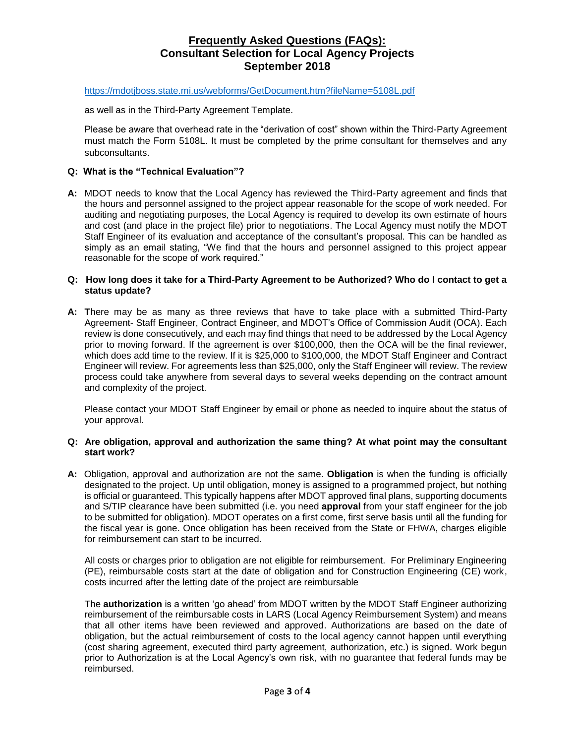https://mdotjboss.state.mi.us/webforms/GetDocument.htm?fileName=5108L.pdf

as well as in the Third-Party Agreement Template.

Please be aware that overhead rate in the "derivation of cost" shown within the Third-Party Agreement must match the Form 5108L. It must be completed by the prime consultant for themselves and any subconsultants.

**Q: What is the "Technical Evaluation"?**

**A:** MDOT needs to know that the Local Agency has reviewed the Third-Party agreement and finds that the hours and personnel assigned to the project appear reasonable for the scope of work needed. For auditing and negotiating purposes, the Local Agency is required to develop its own estimate of hours and cost (and place in the project file) prior to negotiations. The Local Agency must notify the MDOT Staff Engineer of its evaluation and acceptance of the consultant's proposal. This can be handled as simply as an email stating, "We find that the hours and personnel assigned to this project appear reasonable for the scope of work required."

**Q: How long does it take for a Third-Party Agreement to be Authorized? Who do I contact to get a status update?**

**A:** There may be as many as three reviews that have to take place with a submitted Third-Party Agreement- Staff Engineer, Contract Engineer, and MDOT's Office of Commission Audit (OCA). Each review is done consecutively, and each may find things that need to be addressed by the Local Agency prior to moving forward. If the agreement is over $100,000, then the OCA will be the final reviewer, which does add time to the review. If it is $25,000 to $100,000, the MDOT Staff Engineer and Contract Engineer will review. For agreements less than $25,000, only the Staff Engineer will review. The review process could take anywhere from several days to several weeks depending on the contract amount and complexity of the project.

Please contact your MDOT Staff Engineer by email or phone as needed to inquire about the status of your approval.

**Q: Are obligation, approval and authorization the same thing? At what point may the consultant start work?**

**A:** Obligation, approval and authorization are not the same. **Obligation** is when the funding is officially designated to the project. Up until obligation, money is assigned to a programmed project, but nothing is official or guaranteed. This typically happens after MDOT approved final plans, supporting documents and S/TIP clearance have been submitted (i.e. you need **approval** from your staff engineer for the job to be submitted for obligation). MDOT operates on a first come, first serve basis until all the funding for the fiscal year is gone. Once obligation has been received from the State or FHWA, charges eligible for reimbursement can start to be incurred.

All costs or charges prior to obligation are not eligible for reimbursement. For Preliminary Engineering (PE), reimbursable costs start at the date of obligation and for Construction Engineering (CE) work, costs incurred after the letting date of the project are reimbursable

The **authorization** is a written 'go ahead' from MDOT written by the MDOT Staff Engineer authorizing reimbursement of the reimbursable costs in LARS (Local Agency Reimbursement System) and means that all other items have been reviewed and approved. Authorizations are based on the date of obligation, but the actual reimbursement of costs to the local agency cannot happen until everything (cost sharing agreement, executed third party agreement, authorization, etc.) is signed. Work begun prior to Authorization is at the Local Agency's own risk, with no guarantee that federal funds may be reimbursed.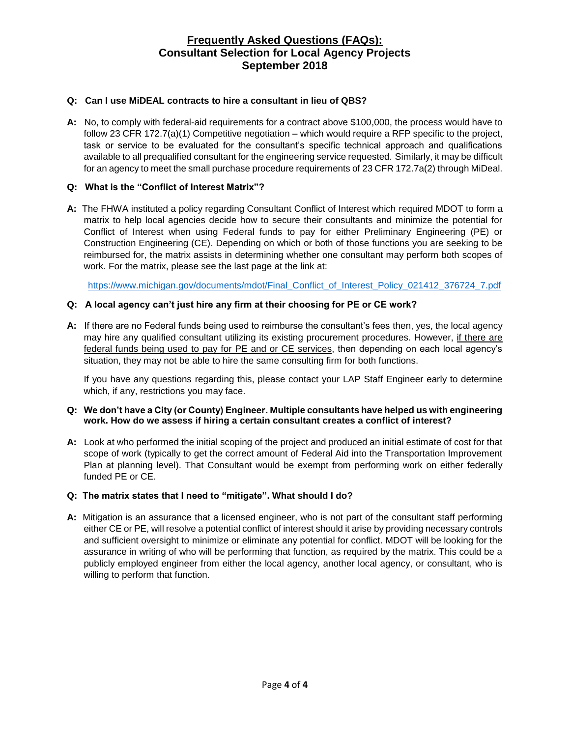# Frequently Asked Questions (FAQs): Consultant Selection for Local Agency Projects September 2018

**Q: Can I use MiDEAL contracts to hire a consultant in lieu of QBS?**

**A:** No, to comply with federal-aid requirements for a contract above $100,000, the process would have to follow 23 CFR 172.7(a)(1) Competitive negotiation – which would require a RFP specific to the project, task or service to be evaluated for the consultant's specific technical approach and qualifications available to all prequalified consultant for the engineering service requested. Similarly, it may be difficult for an agency to meet the small purchase procedure requirements of 23 CFR 172.7a(2) through MiDeal.

**Q: What is the "Conflict of Interest Matrix"?**

**A:** The FHWA instituted a policy regarding Consultant Conflict of Interest which required MDOT to form a matrix to help local agencies decide how to secure their consultants and minimize the potential for Conflict of Interest when using Federal funds to pay for either Preliminary Engineering (PE) or Construction Engineering (CE). Depending on which or both of those functions you are seeking to be reimbursed for, the matrix assists in determining whether one consultant may perform both scopes of work. For the matrix, please see the last page at the link at:

https://www.michigan.gov/documents/mdot/Final_Conflict_of_Interest_Policy_021412_376724_7.pdf

**Q: A local agency can't just hire any firm at their choosing for PE or CE work?**

**A:** If there are no Federal funds being used to reimburse the consultant's fees then, yes, the local agency may hire any qualified consultant utilizing its existing procurement procedures. However, if there are federal funds being used to pay for PE and or CE services, then depending on each local agency's situation, they may not be able to hire the same consulting firm for both functions.

If you have any questions regarding this, please contact your LAP Staff Engineer early to determine which, if any, restrictions you may face.

**Q: We don't have a City (or County) Engineer. Multiple consultants have helped us with engineering work. How do we assess if hiring a certain consultant creates a conflict of interest?**

**A:** Look at who performed the initial scoping of the project and produced an initial estimate of cost for that scope of work (typically to get the correct amount of Federal Aid into the Transportation Improvement Plan at planning level). That Consultant would be exempt from performing work on either federally funded PE or CE.

**Q: The matrix states that I need to "mitigate". What should I do?**

**A:** Mitigation is an assurance that a licensed engineer, who is not part of the consultant staff performing either CE or PE, will resolve a potential conflict of interest should it arise by providing necessary controls and sufficient oversight to minimize or eliminate any potential for conflict. MDOT will be looking for the assurance in writing of who will be performing that function, as required by the matrix. This could be a publicly employed engineer from either the local agency, another local agency, or consultant, who is willing to perform that function.